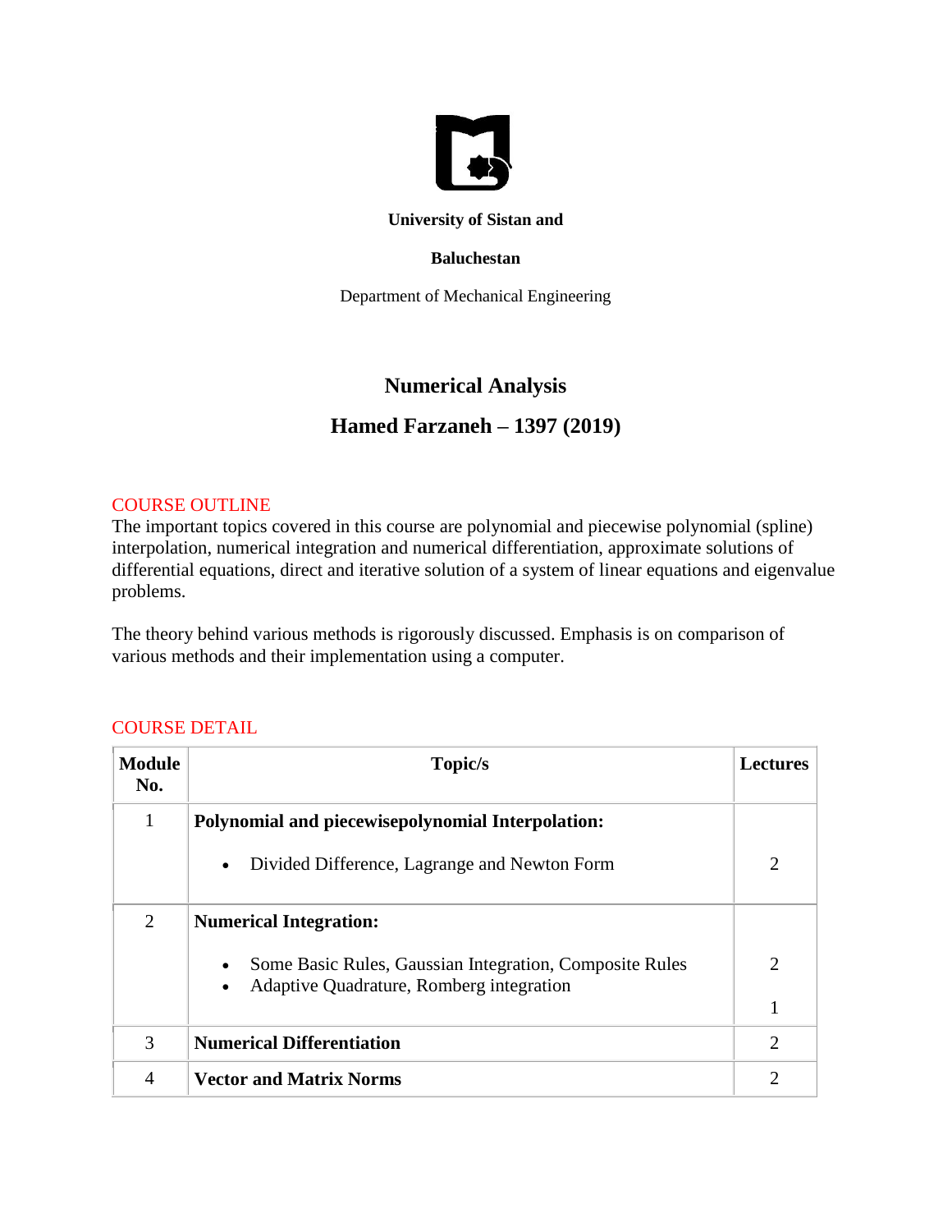**University of Sistan and**

**Baluchestan**

Department of Mechanical Engineering

# Numerical Analysis

## Hamed Farzaneh – 1397 (2019)

COURSE OUTLINE

The important topics covered in this course are polynomial and piecewise polynomial (spline) interpolation, numerical integration and numerical differentiation, approximate solutions of differential equations, direct and iterative solution of a system of linear equations and eigenvalue problems.

The theory behind various methods is rigorously discussed. Emphasis is on comparison of various methods and their implementation using a computer.

COURSE DETAIL

| Module No. | Topic/s | Lectures |
|---|---|---|
| 1 | **Polynomial and piecewisepolynomial Interpolation:**<br>• Divided Difference, Lagrange and Newton Form | 2 |
| 2 | **Numerical Integration:**<br>• Some Basic Rules, Gaussian Integration, Composite Rules<br>• Adaptive Quadrature, Romberg integration | 2<br>1 |
| 3 | **Numerical Differentiation** | 2 |
| 4 | **Vector and Matrix Norms** | 2 |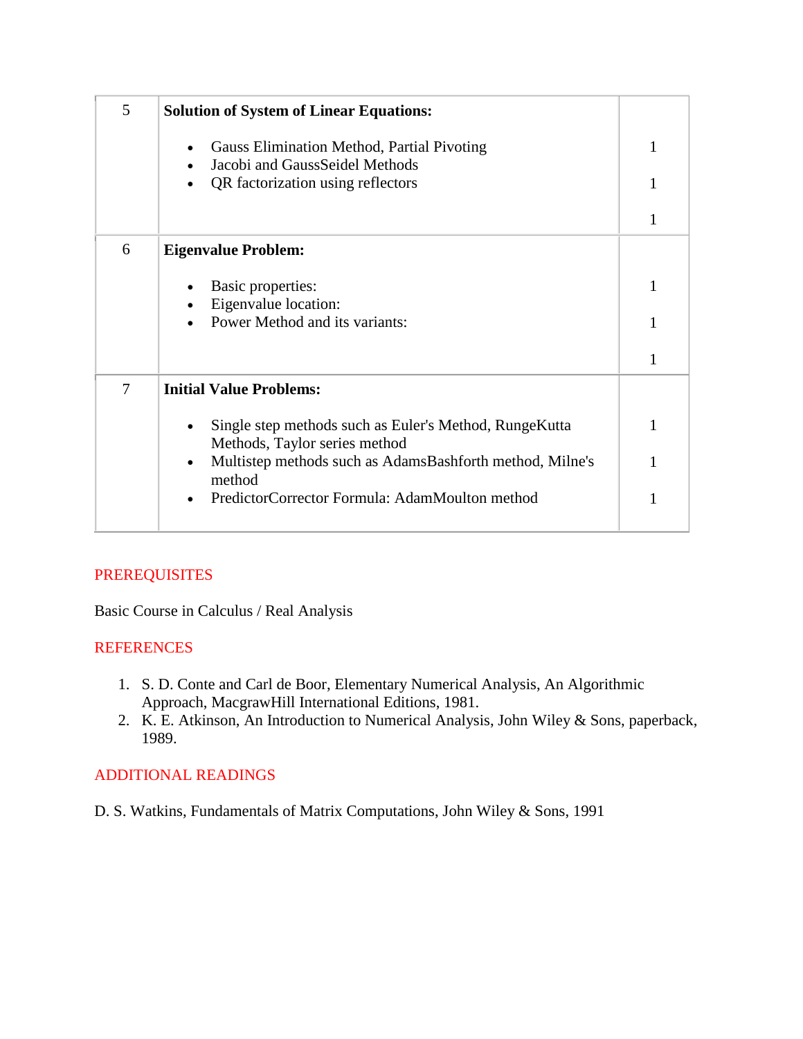| | | |
|---|---|---|
| 5 | **Solution of System of Linear Equations:**<br><br>• Gauss Elimination Method, Partial Pivoting<br>• Jacobi and GaussSeidel Methods<br>• QR factorization using reflectors | 1<br>1<br>1 |
| 6 | **Eigenvalue Problem:**<br><br>• Basic properties:<br>• Eigenvalue location:<br>• Power Method and its variants: | 1<br>1<br>1 |
| 7 | **Initial Value Problems:**<br><br>• Single step methods such as Euler's Method, RungeKutta Methods, Taylor series method<br>• Multistep methods such as AdamsBashforth method, Milne's method<br>• PredictorCorrector Formula: AdamMoulton method | 1<br>1<br>1 |

PREREQUISITES

Basic Course in Calculus / Real Analysis

REFERENCES

1. S. D. Conte and Carl de Boor, Elementary Numerical Analysis, An Algorithmic Approach, MacgrawHill International Editions, 1981.
2. K. E. Atkinson, An Introduction to Numerical Analysis, John Wiley & Sons, paperback, 1989.

ADDITIONAL READINGS

D. S. Watkins, Fundamentals of Matrix Computations, John Wiley & Sons, 1991